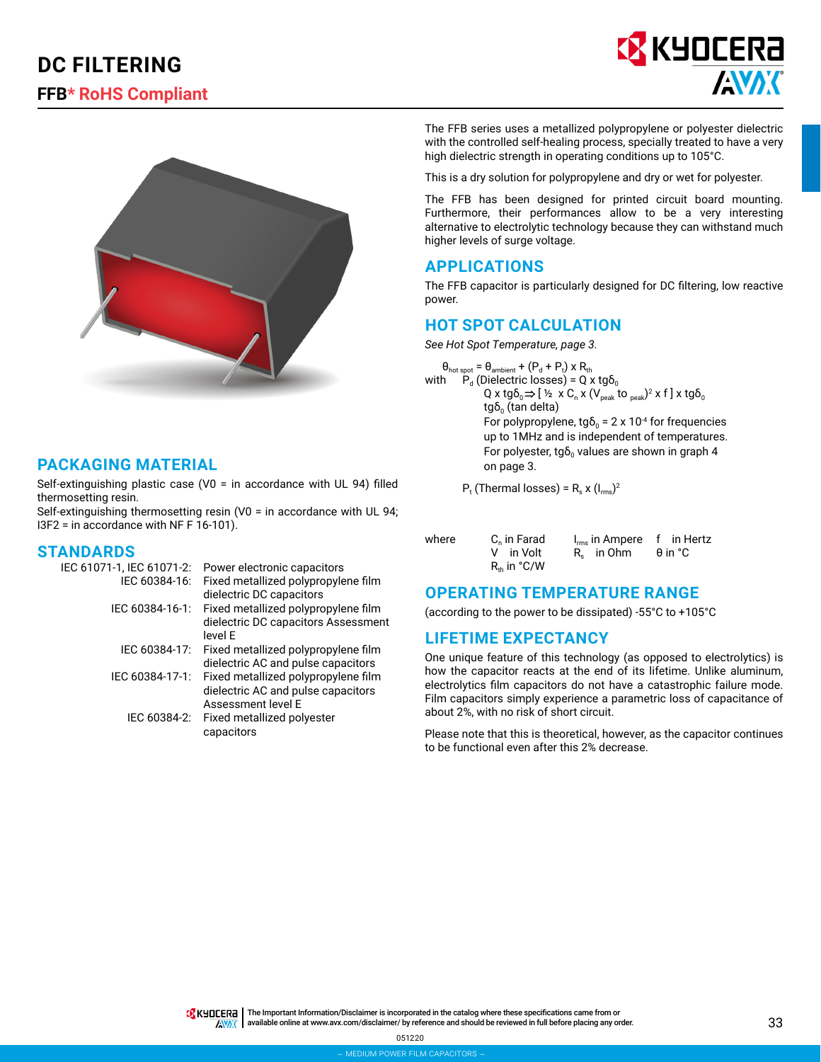# DC FILTERING

## FFB* RoHS Compliant

The FFB series uses a metallized polypropylene or polyester dielectric with the controlled self-healing process, specially treated to have a very high dielectric strength in operating conditions up to 105°C.

This is a dry solution for polypropylene and dry or wet for polyester.

The FFB has been designed for printed circuit board mounting. Furthermore, their performances allow to be a very interesting alternative to electrolytic technology because they can withstand much higher levels of surge voltage.

## APPLICATIONS

The FFB capacitor is particularly designed for DC filtering, low reactive power.

## HOT SPOT CALCULATION

*See Hot Spot Temperature, page 3.*

$\theta_{hot\ spot} = \theta_{ambient} + (P_d + P_t) \times R_{th}$

with $P_d$ (Dielectric losses) = $Q \times tg\delta_0$

$Q \times tg\delta_0 \Rightarrow [\frac{1}{2} \times C_n \times (V_{peak}\ \text{to}\ _{peak})^2 \times f] \times tg\delta_0$

$tg\delta_0$ (tan delta)

For polypropylene, $tg\delta_0 = 2 \times 10^{-4}$ for frequencies up to 1MHz and is independent of temperatures.

For polyester, $tg\delta_0$ values are shown in graph 4 on page 3.

$P_t$ (Thermal losses) = $R_s \times (I_{rms})^2$

where $C_n$ in Farad, $I_{rms}$ in Ampere, f in Hertz, V in Volt, $R_s$ in Ohm, θ in °C, $R_{th}$ in °C/W

## OPERATING TEMPERATURE RANGE

(according to the power to be dissipated) -55°C to +105°C

## LIFETIME EXPECTANCY

One unique feature of this technology (as opposed to electrolytics) is how the capacitor reacts at the end of its lifetime. Unlike aluminum, electrolytics film capacitors do not have a catastrophic failure mode. Film capacitors simply experience a parametric loss of capacitance of about 2%, with no risk of short circuit.

Please note that this is theoretical, however, as the capacitor continues to be functional even after this 2% decrease.

## PACKAGING MATERIAL

Self-extinguishing plastic case (V0 = in accordance with UL 94) filled thermosetting resin.

Self-extinguishing thermosetting resin (V0 = in accordance with UL 94; I3F2 = in accordance with NF F 16-101).

## STANDARDS

| Standard | Description |
| --- | --- |
| IEC 61071-1, IEC 61071-2: | Power electronic capacitors |
| IEC 60384-16: | Fixed metallized polypropylene film dielectric DC capacitors |
| IEC 60384-16-1: | Fixed metallized polypropylene film dielectric DC capacitors Assessment level E |
| IEC 60384-17: | Fixed metallized polypropylene film dielectric AC and pulse capacitors |
| IEC 60384-17-1: | Fixed metallized polypropylene film dielectric AC and pulse capacitors Assessment level E |
| IEC 60384-2: | Fixed metallized polyester capacitors |

The Important Information/Disclaimer is incorporated in the catalog where these specifications came from or available online at www.avx.com/disclaimer/ by reference and should be reviewed in full before placing any order.

051220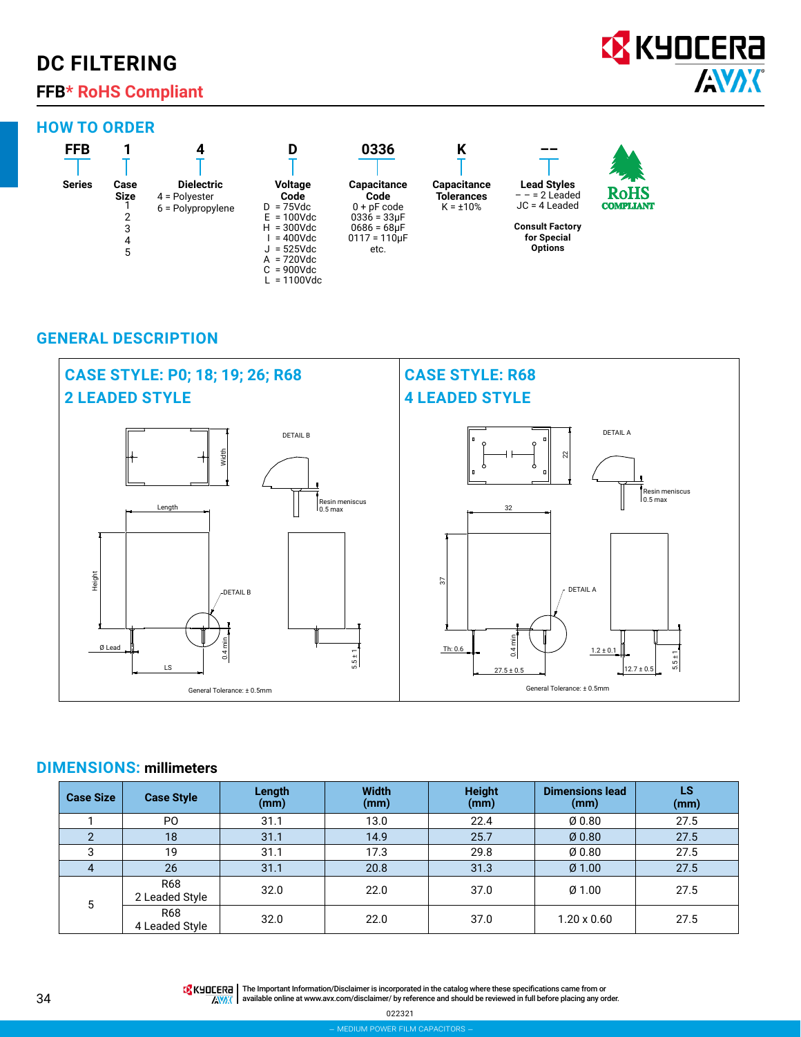# DC FILTERING

## FFB* RoHS Compliant

### HOW TO ORDER

| FFB | 1 | 4 | D | 0336 | K | -- |
|---|---|---|---|---|---|---|
| Series | Case Size | Dielectric | Voltage Code | Capacitance Code | Capacitance Tolerances | Lead Styles |
| | 1<br>2<br>3<br>4<br>5 | 4 = Polyester<br>6 = Polypropylene | D = 75Vdc<br>E = 100Vdc<br>H = 300Vdc<br>I = 400Vdc<br>J = 525Vdc<br>A = 720Vdc<br>C = 900Vdc<br>L = 1100Vdc | 0 + pF code<br>0336 = 33μF<br>0686 = 68μF<br>0117 = 110μF<br>etc. | K = ±10% | – – = 2 Leaded<br>JC = 4 Leaded<br><br>**Consult Factory for Special Options** |

RoHS COMPLIANT

### GENERAL DESCRIPTION

**CASE STYLE: P0; 18; 19; 26; R68**
**2 LEADED STYLE**

Width, Length, Height, DETAIL B, Resin meniscus 0.5 max, Ø Lead, LS, 0.4 min, 5.5 ± 1

General Tolerance: ± 0.5mm

**CASE STYLE: R68**
**4 LEADED STYLE**

22, 32, 37, DETAIL A, Resin meniscus 0.5 max, Th: 0.6, 0.4 min, 27.5 ± 0.5, 1.2 ± 0.1, 12.7 ± 0.5, 5.5 ± 1

General Tolerance: ± 0.5mm

### DIMENSIONS: millimeters

| Case Size | Case Style | Length (mm) | Width (mm) | Height (mm) | Dimensions lead (mm) | LS (mm) |
|---|---|---|---|---|---|---|
| 1 | PO | 31.1 | 13.0 | 22.4 | Ø 0.80 | 27.5 |
| 2 | 18 | 31.1 | 14.9 | 25.7 | Ø 0.80 | 27.5 |
| 3 | 19 | 31.1 | 17.3 | 29.8 | Ø 0.80 | 27.5 |
| 4 | 26 | 31.1 | 20.8 | 31.3 | Ø 1.00 | 27.5 |
| 5 | R68<br>2 Leaded Style | 32.0 | 22.0 | 37.0 | Ø 1.00 | 27.5 |
| | R68<br>4 Leaded Style | 32.0 | 22.0 | 37.0 | 1.20 x 0.60 | 27.5 |

The Important Information/Disclaimer is incorporated in the catalog where these specifications came from or available online at www.avx.com/disclaimer/ by reference and should be reviewed in full before placing any order.

022321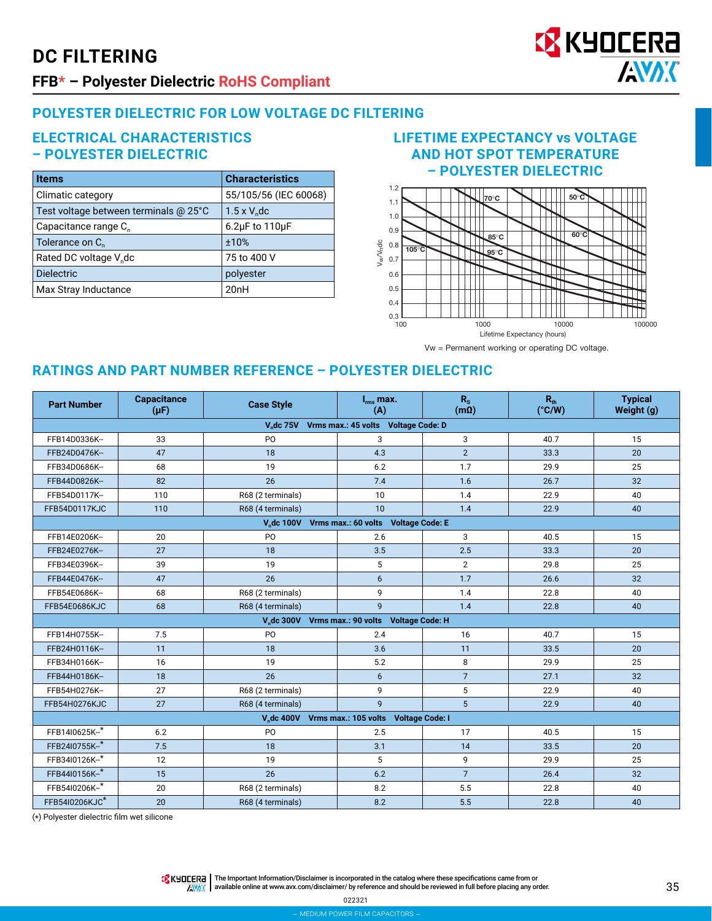# DC FILTERING

## FFB* – Polyester Dielectric RoHS Compliant

## POLYESTER DIELECTRIC FOR LOW VOLTAGE DC FILTERING

### ELECTRICAL CHARACTERISTICS – POLYESTER DIELECTRIC

| Items | Characteristics |
|---|---|
| Climatic category | 55/105/56 (IEC 60068) |
| Test voltage between terminals @ 25°C | 1.5 x $V_n$dc |
| Capacitance range $C_n$ | 6.2µF to 110µF |
| Tolerance on $C_n$ | ±10% |
| Rated DC voltage $V_n$dc | 75 to 400 V |
| Dielectric | polyester |
| Max Stray Inductance | 20nH |

### LIFETIME EXPECTANCY vs VOLTAGE AND HOT SPOT TEMPERATURE – POLYESTER DIELECTRIC

Vw = Permanent working or operating DC voltage.

## RATINGS AND PART NUMBER REFERENCE – POLYESTER DIELECTRIC

| Part Number | Capacitance (µF) | Case Style | $I_{rms}$ max. (A) | $R_s$ (mΩ) | $R_{th}$ (°C/W) | Typical Weight (g) |
|---|---|---|---|---|---|---|
| **$V_n$dc 75V  Vrms max.: 45 volts  Voltage Code: D** | | | | | | |
| FFB14D0336K-- | 33 | PO | 3 | 3 | 40.7 | 15 |
| FFB24D0476K-- | 47 | 18 | 4.3 | 2 | 33.3 | 20 |
| FFB34D0686K-- | 68 | 19 | 6.2 | 1.7 | 29.9 | 25 |
| FFB44D0826K-- | 82 | 26 | 7.4 | 1.6 | 26.7 | 32 |
| FFB54D0117K-- | 110 | R68 (2 terminals) | 10 | 1.4 | 22.9 | 40 |
| FFB54D0117KJC | 110 | R68 (4 terminals) | 10 | 1.4 | 22.9 | 40 |
| **$V_n$dc 100V  Vrms max.: 60 volts  Voltage Code: E** | | | | | | |
| FFB14E0206K-- | 20 | PO | 2.6 | 3 | 40.5 | 15 |
| FFB24E0276K-- | 27 | 18 | 3.5 | 2.5 | 33.3 | 20 |
| FFB34E0396K-- | 39 | 19 | 5 | 2 | 29.8 | 25 |
| FFB44E0476K-- | 47 | 26 | 6 | 1.7 | 26.6 | 32 |
| FFB54E0686K-- | 68 | R68 (2 terminals) | 9 | 1.4 | 22.8 | 40 |
| FFB54E0686KJC | 68 | R68 (4 terminals) | 9 | 1.4 | 22.8 | 40 |
| **$V_n$dc 300V  Vrms max.: 90 volts  Voltage Code: H** | | | | | | |
| FFB14H0755K-- | 7.5 | PO | 2.4 | 16 | 40.7 | 15 |
| FFB24H0116K-- | 11 | 18 | 3.6 | 11 | 33.5 | 20 |
| FFB34H0166K-- | 16 | 19 | 5.2 | 8 | 29.9 | 25 |
| FFB44H0186K-- | 18 | 26 | 6 | 7 | 27.1 | 32 |
| FFB54H0276K-- | 27 | R68 (2 terminals) | 9 | 5 | 22.9 | 40 |
| FFB54H0276KJC | 27 | R68 (4 terminals) | 9 | 5 | 22.9 | 40 |
| **$V_n$dc 400V  Vrms max.: 105 volts  Voltage Code: I** | | | | | | |
| FFB14I0625K--* | 6.2 | PO | 2.5 | 17 | 40.5 | 15 |
| FFB24I0755K--* | 7.5 | 18 | 3.1 | 14 | 33.5 | 20 |
| FFB34I0126K--* | 12 | 19 | 5 | 9 | 29.9 | 25 |
| FFB44I0156K--* | 15 | 26 | 6.2 | 7 | 26.4 | 32 |
| FFB54I0206K--* | 20 | R68 (2 terminals) | 8.2 | 5.5 | 22.8 | 40 |
| FFB54I0206KJC* | 20 | R68 (4 terminals) | 8.2 | 5.5 | 22.8 | 40 |

(*) Polyester dielectric film wet silicone

The Important Information/Disclaimer is incorporated in the catalog where these specifications came from or available online at www.avx.com/disclaimer/ by reference and should be reviewed in full before placing any order.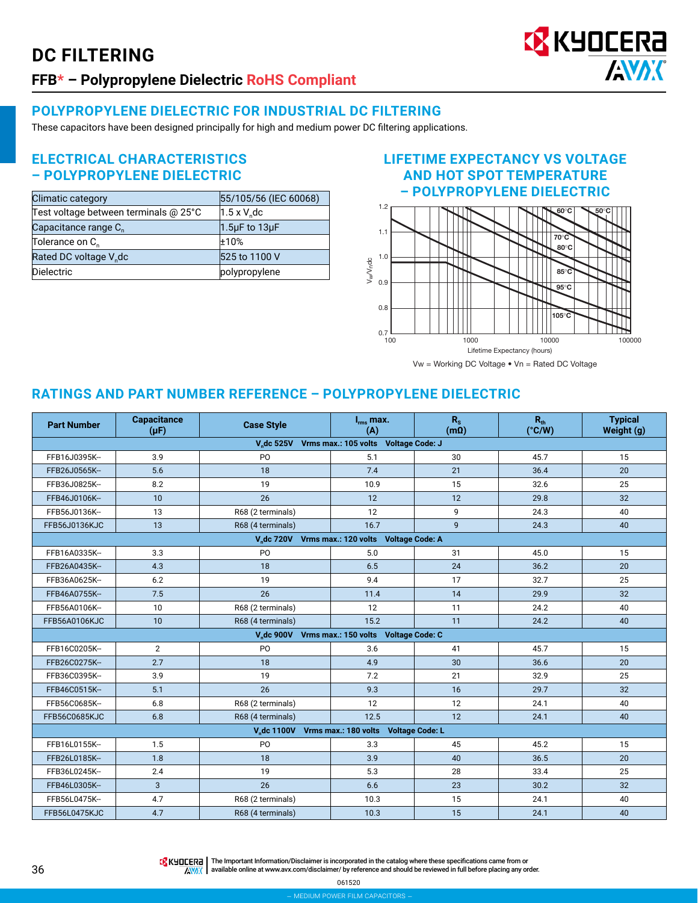# DC FILTERING

## FFB* – Polypropylene Dielectric RoHS Compliant

## POLYPROPYLENE DIELECTRIC FOR INDUSTRIAL DC FILTERING

These capacitors have been designed principally for high and medium power DC filtering applications.

## ELECTRICAL CHARACTERISTICS – POLYPROPYLENE DIELECTRIC

| | |
|---|---|
| Climatic category | 55/105/56 (IEC 60068) |
| Test voltage between terminals @ 25°C | 1.5 x $V_n$dc |
| Capacitance range $C_n$ | 1.5µF to 13µF |
| Tolerance on $C_n$ | ±10% |
| Rated DC voltage $V_n$dc | 525 to 1100 V |
| Dielectric | polypropylene |

## LIFETIME EXPECTANCY VS VOLTAGE AND HOT SPOT TEMPERATURE – POLYPROPYLENE DIELECTRIC

Vw/Vndc

1.2
1.1
1.0
0.9
0.8
0.7

100
1000
10000
100000

Lifetime Expectancy (hours)

60°C
50°C
70°C
80°C
85°C
95°C
105°C

Vw = Working DC Voltage • Vn = Rated DC Voltage

## RATINGS AND PART NUMBER REFERENCE – POLYPROPYLENE DIELECTRIC

| Part Number | Capacitance (µF) | Case Style | $I_{rms}$ max. (A) | $R_s$ (mΩ) | $R_{th}$ (°C/W) | Typical Weight (g) |
|---|---|---|---|---|---|---|
| **$V_n$dc 525V Vrms max.: 105 volts Voltage Code: J** | | | | | | |
| FFB16J0395K-- | 3.9 | PO | 5.1 | 30 | 45.7 | 15 |
| FFB26J0565K-- | 5.6 | 18 | 7.4 | 21 | 36.4 | 20 |
| FFB36J0825K-- | 8.2 | 19 | 10.9 | 15 | 32.6 | 25 |
| FFB46J0106K-- | 10 | 26 | 12 | 12 | 29.8 | 32 |
| FFB56J0136K-- | 13 | R68 (2 terminals) | 12 | 9 | 24.3 | 40 |
| FFB56J0136KJC | 13 | R68 (4 terminals) | 16.7 | 9 | 24.3 | 40 |
| **$V_n$dc 720V Vrms max.: 120 volts Voltage Code: A** | | | | | | |
| FFB16A0335K-- | 3.3 | PO | 5.0 | 31 | 45.0 | 15 |
| FFB26A0435K-- | 4.3 | 18 | 6.5 | 24 | 36.2 | 20 |
| FFB36A0625K-- | 6.2 | 19 | 9.4 | 17 | 32.7 | 25 |
| FFB46A0755K-- | 7.5 | 26 | 11.4 | 14 | 29.9 | 32 |
| FFB56A0106K-- | 10 | R68 (2 terminals) | 12 | 11 | 24.2 | 40 |
| FFB56A0106KJC | 10 | R68 (4 terminals) | 15.2 | 11 | 24.2 | 40 |
| **$V_n$dc 900V Vrms max.: 150 volts Voltage Code: C** | | | | | | |
| FFB16C0205K-- | 2 | PO | 3.6 | 41 | 45.7 | 15 |
| FFB26C0275K-- | 2.7 | 18 | 4.9 | 30 | 36.6 | 20 |
| FFB36C0395K-- | 3.9 | 19 | 7.2 | 21 | 32.9 | 25 |
| FFB46C0515K-- | 5.1 | 26 | 9.3 | 16 | 29.7 | 32 |
| FFB56C0685K-- | 6.8 | R68 (2 terminals) | 12 | 12 | 24.1 | 40 |
| FFB56C0685KJC | 6.8 | R68 (4 terminals) | 12.5 | 12 | 24.1 | 40 |
| **$V_n$dc 1100V Vrms max.: 180 volts Voltage Code: L** | | | | | | |
| FFB16L0155K-- | 1.5 | PO | 3.3 | 45 | 45.2 | 15 |
| FFB26L0185K-- | 1.8 | 18 | 3.9 | 40 | 36.5 | 20 |
| FFB36L0245K-- | 2.4 | 19 | 5.3 | 28 | 33.4 | 25 |
| FFB46L0305K-- | 3 | 26 | 6.6 | 23 | 30.2 | 32 |
| FFB56L0475K-- | 4.7 | R68 (2 terminals) | 10.3 | 15 | 24.1 | 40 |
| FFB56L0475KJC | 4.7 | R68 (4 terminals) | 10.3 | 15 | 24.1 | 40 |

The Important Information/Disclaimer is incorporated in the catalog where these specifications came from or available online at www.avx.com/disclaimer/ by reference and should be reviewed in full before placing any order.

061520